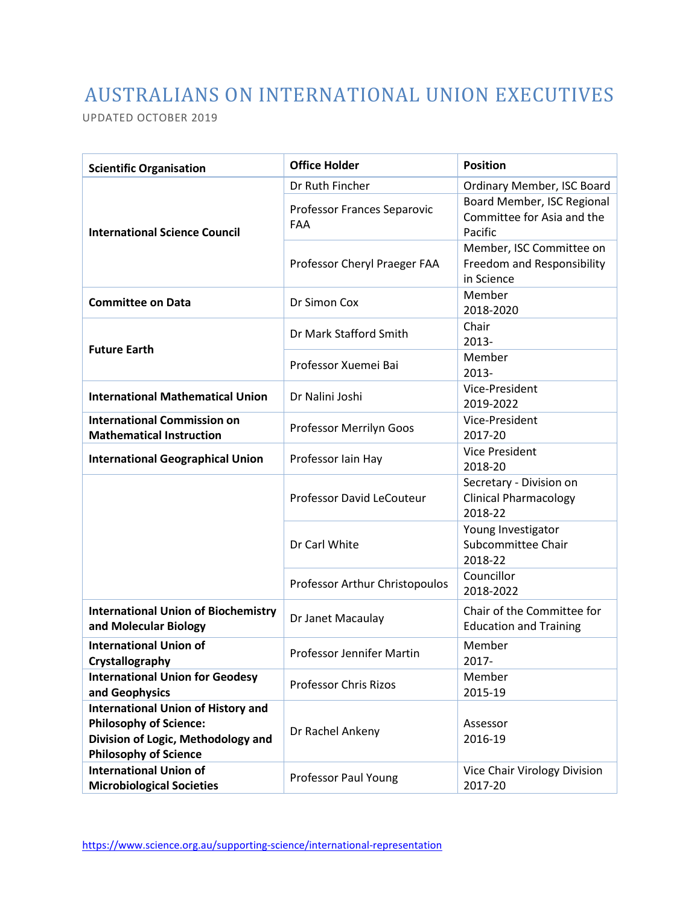# AUSTRALIANS ON INTERNATIONAL UNION EXECUTIVES

UPDATED OCTOBER 2019

| Scientific Organisation | Office Holder | Position |
|---|---|---|
| **International Science Council** | Dr Ruth Fincher | Ordinary Member, ISC Board |
| | Professor Frances Separovic FAA | Board Member, ISC Regional Committee for Asia and the Pacific |
| | Professor Cheryl Praeger FAA | Member, ISC Committee on Freedom and Responsibility in Science |
| **Committee on Data** | Dr Simon Cox | Member 2018-2020 |
| **Future Earth** | Dr Mark Stafford Smith | Chair 2013- |
| | Professor Xuemei Bai | Member 2013- |
| **International Mathematical Union** | Dr Nalini Joshi | Vice-President 2019-2022 |
| **International Commission on Mathematical Instruction** | Professor Merrilyn Goos | Vice-President 2017-20 |
| **International Geographical Union** | Professor Iain Hay | Vice President 2018-20 |
| | Professor David LeCouteur | Secretary - Division on Clinical Pharmacology 2018-22 |
| | Dr Carl White | Young Investigator Subcommittee Chair 2018-22 |
| | Professor Arthur Christopoulos | Councillor 2018-2022 |
| **International Union of Biochemistry and Molecular Biology** | Dr Janet Macaulay | Chair of the Committee for Education and Training |
| **International Union of Crystallography** | Professor Jennifer Martin | Member 2017- |
| **International Union for Geodesy and Geophysics** | Professor Chris Rizos | Member 2015-19 |
| **International Union of History and Philosophy of Science: Division of Logic, Methodology and Philosophy of Science** | Dr Rachel Ankeny | Assessor 2016-19 |
| **International Union of Microbiological Societies** | Professor Paul Young | Vice Chair Virology Division 2017-20 |

https://www.science.org.au/supporting-science/international-representation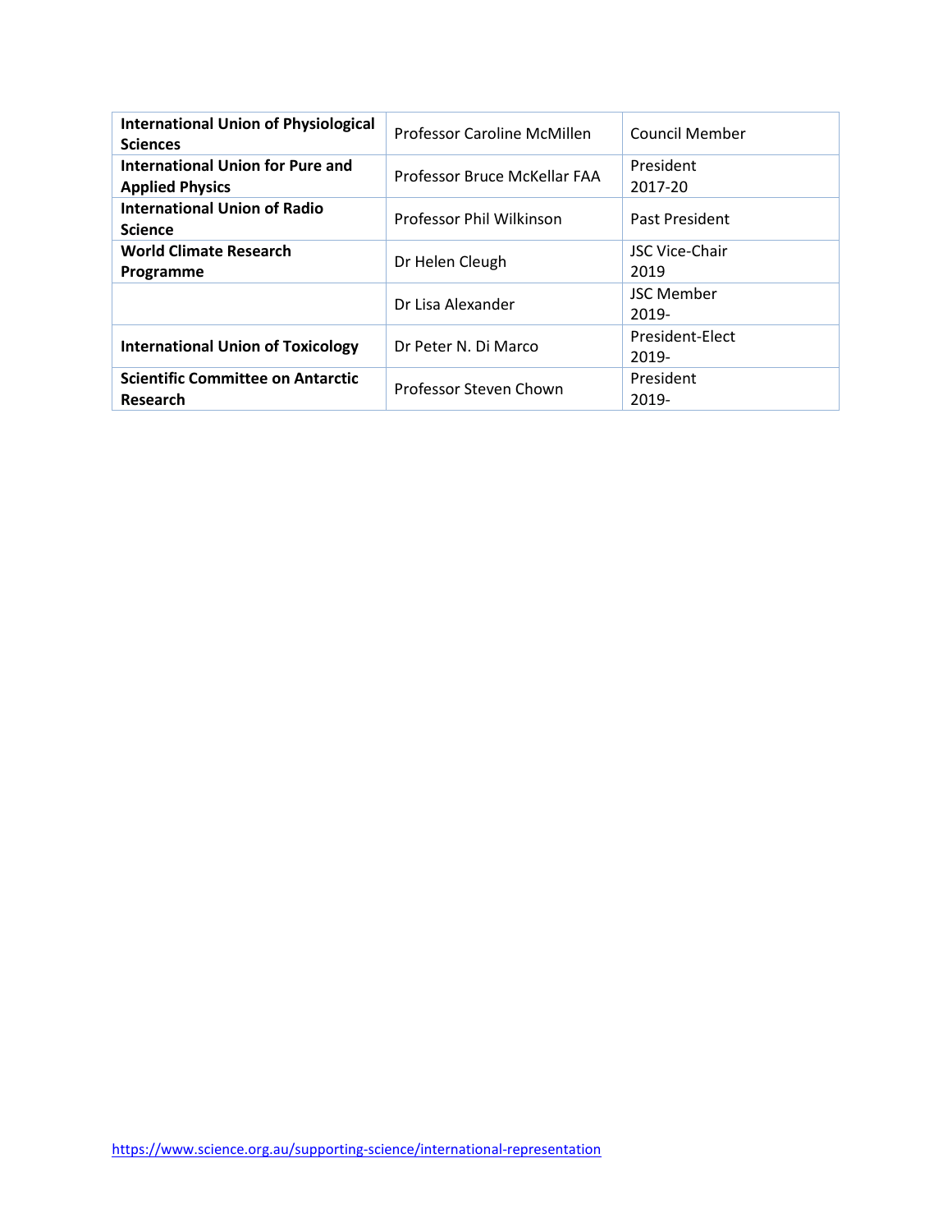| | | |
|---|---|---|
| **International Union of Physiological Sciences** | Professor Caroline McMillen | Council Member |
| **International Union for Pure and Applied Physics** | Professor Bruce McKellar FAA | President 2017-20 |
| **International Union of Radio Science** | Professor Phil Wilkinson | Past President |
| **World Climate Research Programme** | Dr Helen Cleugh | JSC Vice-Chair 2019 |
| | Dr Lisa Alexander | JSC Member 2019- |
| **International Union of Toxicology** | Dr Peter N. Di Marco | President-Elect 2019- |
| **Scientific Committee on Antarctic Research** | Professor Steven Chown | President 2019- |

https://www.science.org.au/supporting-science/international-representation